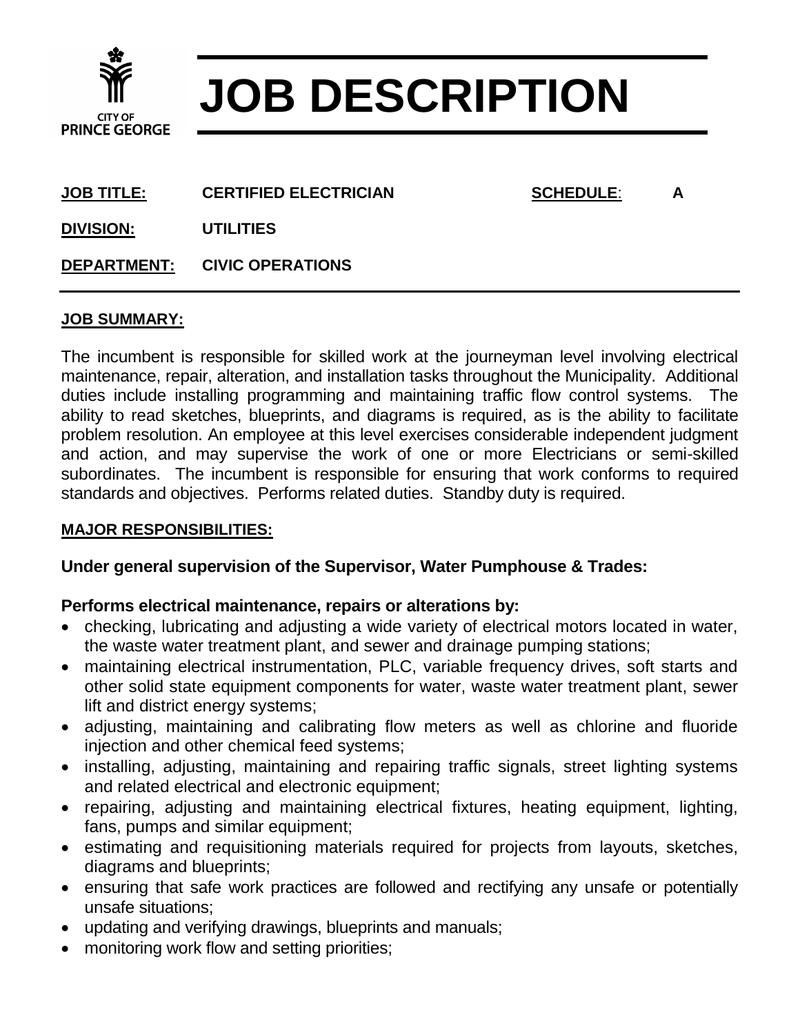CITY OF PRINCE GEORGE

# JOB DESCRIPTION

**JOB TITLE:** **CERTIFIED ELECTRICIAN** **SCHEDULE:** **A**

**DIVISION:** **UTILITIES**

**DEPARTMENT:** **CIVIC OPERATIONS**

---

## JOB SUMMARY:

The incumbent is responsible for skilled work at the journeyman level involving electrical maintenance, repair, alteration, and installation tasks throughout the Municipality. Additional duties include installing programming and maintaining traffic flow control systems. The ability to read sketches, blueprints, and diagrams is required, as is the ability to facilitate problem resolution. An employee at this level exercises considerable independent judgment and action, and may supervise the work of one or more Electricians or semi-skilled subordinates. The incumbent is responsible for ensuring that work conforms to required standards and objectives. Performs related duties. Standby duty is required.

## MAJOR RESPONSIBILITIES:

**Under general supervision of the Supervisor, Water Pumphouse & Trades:**

**Performs electrical maintenance, repairs or alterations by:**

- checking, lubricating and adjusting a wide variety of electrical motors located in water, the waste water treatment plant, and sewer and drainage pumping stations;
- maintaining electrical instrumentation, PLC, variable frequency drives, soft starts and other solid state equipment components for water, waste water treatment plant, sewer lift and district energy systems;
- adjusting, maintaining and calibrating flow meters as well as chlorine and fluoride injection and other chemical feed systems;
- installing, adjusting, maintaining and repairing traffic signals, street lighting systems and related electrical and electronic equipment;
- repairing, adjusting and maintaining electrical fixtures, heating equipment, lighting, fans, pumps and similar equipment;
- estimating and requisitioning materials required for projects from layouts, sketches, diagrams and blueprints;
- ensuring that safe work practices are followed and rectifying any unsafe or potentially unsafe situations;
- updating and verifying drawings, blueprints and manuals;
- monitoring work flow and setting priorities;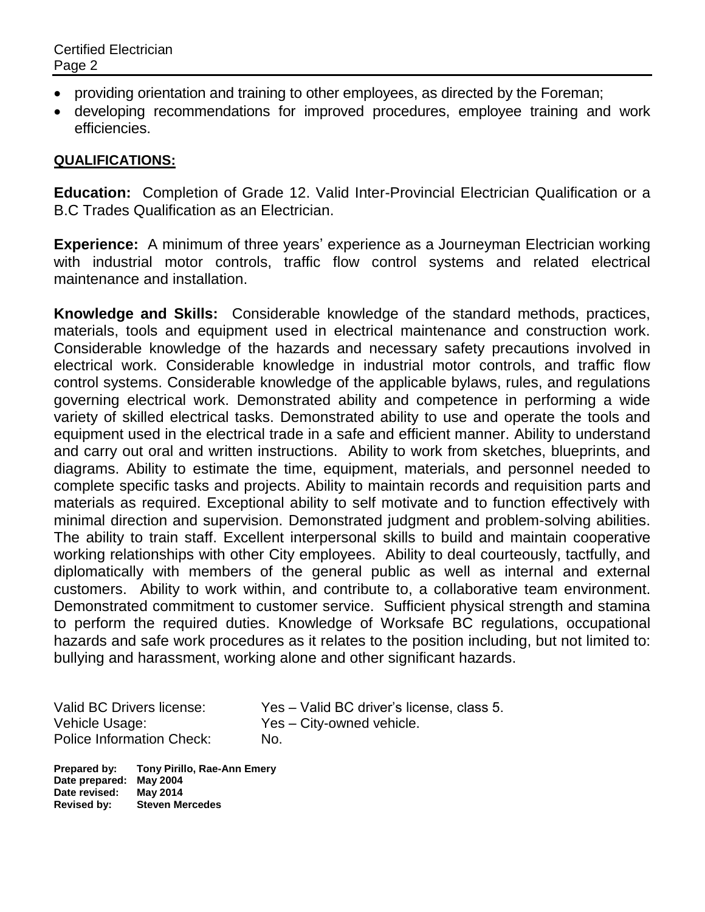- providing orientation and training to other employees, as directed by the Foreman;
- developing recommendations for improved procedures, employee training and work efficiencies.

## QUALIFICATIONS:

**Education:** Completion of Grade 12. Valid Inter-Provincial Electrician Qualification or a B.C Trades Qualification as an Electrician.

**Experience:** A minimum of three years' experience as a Journeyman Electrician working with industrial motor controls, traffic flow control systems and related electrical maintenance and installation.

**Knowledge and Skills:** Considerable knowledge of the standard methods, practices, materials, tools and equipment used in electrical maintenance and construction work. Considerable knowledge of the hazards and necessary safety precautions involved in electrical work. Considerable knowledge in industrial motor controls, and traffic flow control systems. Considerable knowledge of the applicable bylaws, rules, and regulations governing electrical work. Demonstrated ability and competence in performing a wide variety of skilled electrical tasks. Demonstrated ability to use and operate the tools and equipment used in the electrical trade in a safe and efficient manner. Ability to understand and carry out oral and written instructions. Ability to work from sketches, blueprints, and diagrams. Ability to estimate the time, equipment, materials, and personnel needed to complete specific tasks and projects. Ability to maintain records and requisition parts and materials as required. Exceptional ability to self motivate and to function effectively with minimal direction and supervision. Demonstrated judgment and problem-solving abilities. The ability to train staff. Excellent interpersonal skills to build and maintain cooperative working relationships with other City employees. Ability to deal courteously, tactfully, and diplomatically with members of the general public as well as internal and external customers. Ability to work within, and contribute to, a collaborative team environment. Demonstrated commitment to customer service. Sufficient physical strength and stamina to perform the required duties. Knowledge of Worksafe BC regulations, occupational hazards and safe work procedures as it relates to the position including, but not limited to: bullying and harassment, working alone and other significant hazards.

| | |
|---|---|
| Valid BC Drivers license: | Yes – Valid BC driver's license, class 5. |
| Vehicle Usage: | Yes – City-owned vehicle. |
| Police Information Check: | No. |

**Prepared by:** **Tony Pirillo, Rae-Ann Emery**
**Date prepared:** **May 2004**
**Date revised:** **May 2014**
**Revised by:** **Steven Mercedes**